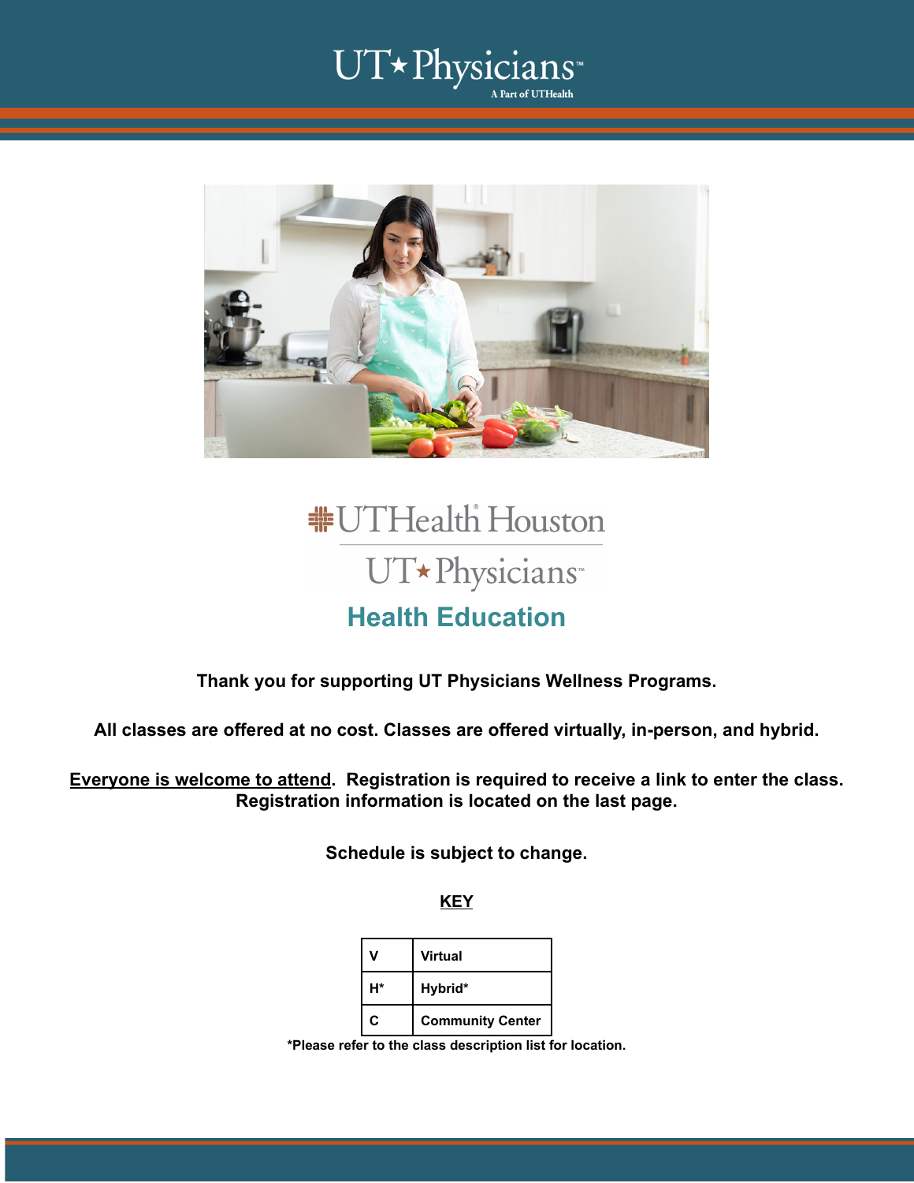# UT Physicians

## UTHealth Houston UT Physicians

## Health Education

**Thank you for supporting UT Physicians Wellness Programs.**

**All classes are offered at no cost. Classes are offered virtually, in-person, and hybrid.**

**<u>Everyone is welcome to attend</u>. Registration is required to receive a link to enter the class. Registration information is located on the last page.**

**Schedule is subject to change.**

**<u>KEY</u>**

| | |
|---|---|
| V | Virtual |
| H* | Hybrid* |
| C | Community Center |

*Please refer to the class description list for location.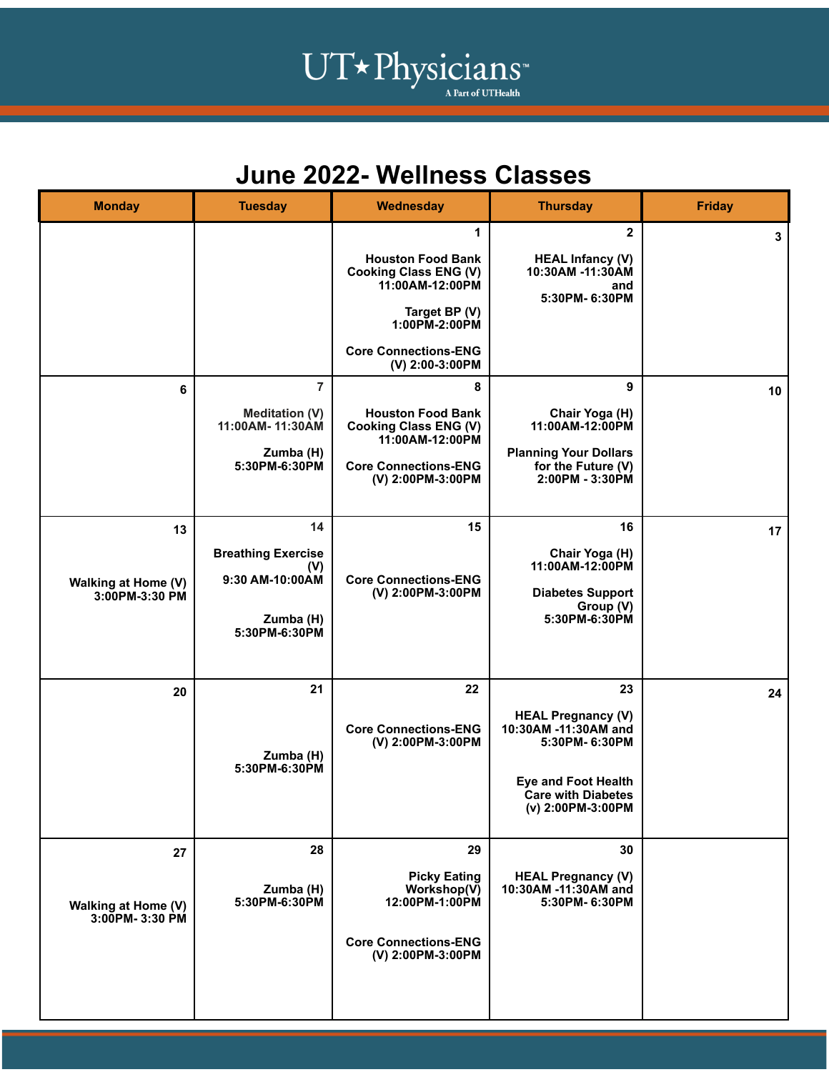UT★Physicians™
A Part of UTHealth

# June 2022- Wellness Classes

| Monday | Tuesday | Wednesday | Thursday | Friday |
|---|---|---|---|---|
| | | 1<br><br>**Houston Food Bank Cooking Class ENG (V)**<br>**11:00AM-12:00PM**<br><br>**Target BP (V)**<br>**1:00PM-2:00PM**<br><br>**Core Connections-ENG (V) 2:00-3:00PM** | 2<br><br>**HEAL Infancy (V)**<br>**10:30AM -11:30AM and 5:30PM- 6:30PM** | 3 |
| 6 | 7<br><br>**Meditation (V)**<br>**11:00AM- 11:30AM**<br><br>**Zumba (H)**<br>**5:30PM-6:30PM** | 8<br><br>**Houston Food Bank Cooking Class ENG (V)**<br>**11:00AM-12:00PM**<br><br>**Core Connections-ENG (V) 2:00PM-3:00PM** | 9<br><br>**Chair Yoga (H)**<br>**11:00AM-12:00PM**<br><br>**Planning Your Dollars for the Future (V)**<br>**2:00PM - 3:30PM** | 10 |
| 13<br><br>**Walking at Home (V)**<br>**3:00PM-3:30 PM** | 14<br><br>**Breathing Exercise (V)**<br>**9:30 AM-10:00AM**<br><br>**Zumba (H)**<br>**5:30PM-6:30PM** | 15<br><br>**Core Connections-ENG (V) 2:00PM-3:00PM** | 16<br><br>**Chair Yoga (H)**<br>**11:00AM-12:00PM**<br><br>**Diabetes Support Group (V)**<br>**5:30PM-6:30PM** | 17 |
| 20 | 21<br><br>**Zumba (H)**<br>**5:30PM-6:30PM** | 22<br><br>**Core Connections-ENG (V) 2:00PM-3:00PM** | 23<br><br>**HEAL Pregnancy (V)**<br>**10:30AM -11:30AM and 5:30PM- 6:30PM**<br><br>**Eye and Foot Health Care with Diabetes (v) 2:00PM-3:00PM** | 24 |
| 27<br><br>**Walking at Home (V)**<br>**3:00PM- 3:30 PM** | 28<br><br>**Zumba (H)**<br>**5:30PM-6:30PM** | 29<br><br>**Picky Eating Workshop(V)**<br>**12:00PM-1:00PM**<br><br>**Core Connections-ENG (V) 2:00PM-3:00PM** | 30<br><br>**HEAL Pregnancy (V)**<br>**10:30AM -11:30AM and 5:30PM- 6:30PM** | |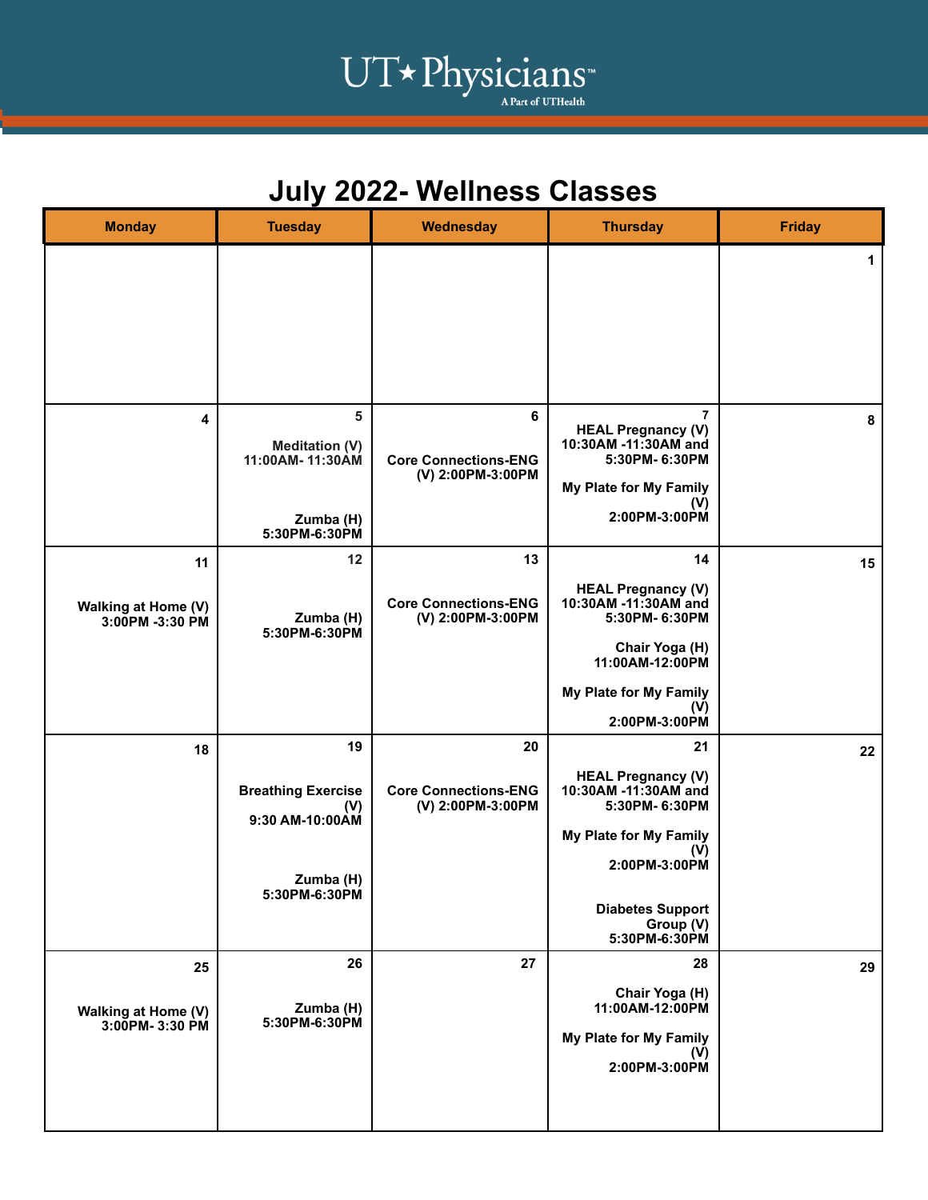UT★Physicians™
A Part of UTHealth

# July 2022- Wellness Classes

| Monday | Tuesday | Wednesday | Thursday | Friday |
|---|---|---|---|---|
| | | | | 1 |
| 4 | 5<br>**Meditation (V)** 11:00AM- 11:30AM<br>**Zumba (H)** 5:30PM-6:30PM | 6<br>**Core Connections-ENG (V)** 2:00PM-3:00PM | 7<br>**HEAL Pregnancy (V)** 10:30AM -11:30AM and 5:30PM- 6:30PM<br>**My Plate for My Family (V)** 2:00PM-3:00PM | 8 |
| 11<br>**Walking at Home (V)** 3:00PM -3:30 PM | 12<br>**Zumba (H)** 5:30PM-6:30PM | 13<br>**Core Connections-ENG (V)** 2:00PM-3:00PM | 14<br>**HEAL Pregnancy (V)** 10:30AM -11:30AM and 5:30PM- 6:30PM<br>**Chair Yoga (H)** 11:00AM-12:00PM<br>**My Plate for My Family (V)** 2:00PM-3:00PM | 15 |
| 18 | 19<br>**Breathing Exercise (V)** 9:30 AM-10:00AM<br>**Zumba (H)** 5:30PM-6:30PM | 20<br>**Core Connections-ENG (V)** 2:00PM-3:00PM | 21<br>**HEAL Pregnancy (V)** 10:30AM -11:30AM and 5:30PM- 6:30PM<br>**My Plate for My Family (V)** 2:00PM-3:00PM<br>**Diabetes Support Group (V)** 5:30PM-6:30PM | 22 |
| 25<br>**Walking at Home (V)** 3:00PM- 3:30 PM | 26<br>**Zumba (H)** 5:30PM-6:30PM | 27 | 28<br>**Chair Yoga (H)** 11:00AM-12:00PM<br>**My Plate for My Family (V)** 2:00PM-3:00PM | 29 |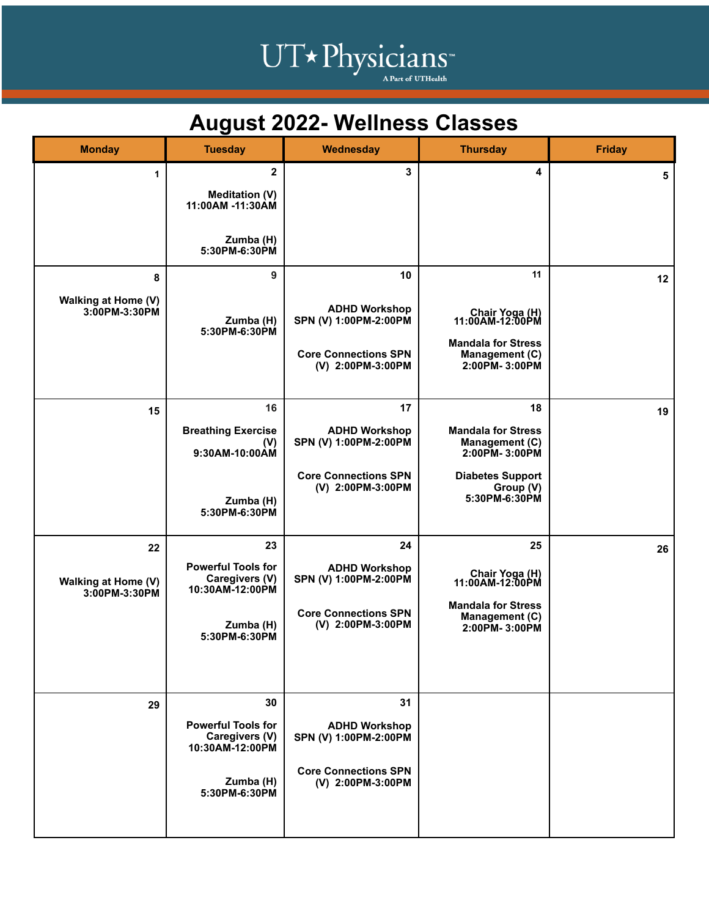UT★Physicians™
A Part of UTHealth

# August 2022- Wellness Classes

| Monday | Tuesday | Wednesday | Thursday | Friday |
|---|---|---|---|---|
| **1** | **2**<br>**Meditation (V)**<br>**11:00AM -11:30AM**<br><br>**Zumba (H)**<br>**5:30PM-6:30PM** | **3** | **4** | **5** |
| **8**<br>**Walking at Home (V)**<br>**3:00PM-3:30PM** | **9**<br>**Zumba (H)**<br>**5:30PM-6:30PM** | **10**<br>**ADHD Workshop SPN (V) 1:00PM-2:00PM**<br><br>**Core Connections SPN (V) 2:00PM-3:00PM** | **11**<br>**Chair Yoga (H)**<br>**11:00AM-12:00PM**<br><br>**Mandala for Stress Management (C)**<br>**2:00PM- 3:00PM** | **12** |
| **15** | **16**<br>**Breathing Exercise (V)**<br>**9:30AM-10:00AM**<br><br>**Zumba (H)**<br>**5:30PM-6:30PM** | **17**<br>**ADHD Workshop SPN (V) 1:00PM-2:00PM**<br><br>**Core Connections SPN (V) 2:00PM-3:00PM** | **18**<br>**Mandala for Stress Management (C)**<br>**2:00PM- 3:00PM**<br><br>**Diabetes Support Group (V)**<br>**5:30PM-6:30PM** | **19** |
| **22**<br>**Walking at Home (V)**<br>**3:00PM-3:30PM** | **23**<br>**Powerful Tools for Caregivers (V)**<br>**10:30AM-12:00PM**<br><br>**Zumba (H)**<br>**5:30PM-6:30PM** | **24**<br>**ADHD Workshop SPN (V) 1:00PM-2:00PM**<br><br>**Core Connections SPN (V) 2:00PM-3:00PM** | **25**<br>**Chair Yoga (H)**<br>**11:00AM-12:00PM**<br><br>**Mandala for Stress Management (C)**<br>**2:00PM- 3:00PM** | **26** |
| **29** | **30**<br>**Powerful Tools for Caregivers (V)**<br>**10:30AM-12:00PM**<br><br>**Zumba (H)**<br>**5:30PM-6:30PM** | **31**<br>**ADHD Workshop SPN (V) 1:00PM-2:00PM**<br><br>**Core Connections SPN (V) 2:00PM-3:00PM** | | |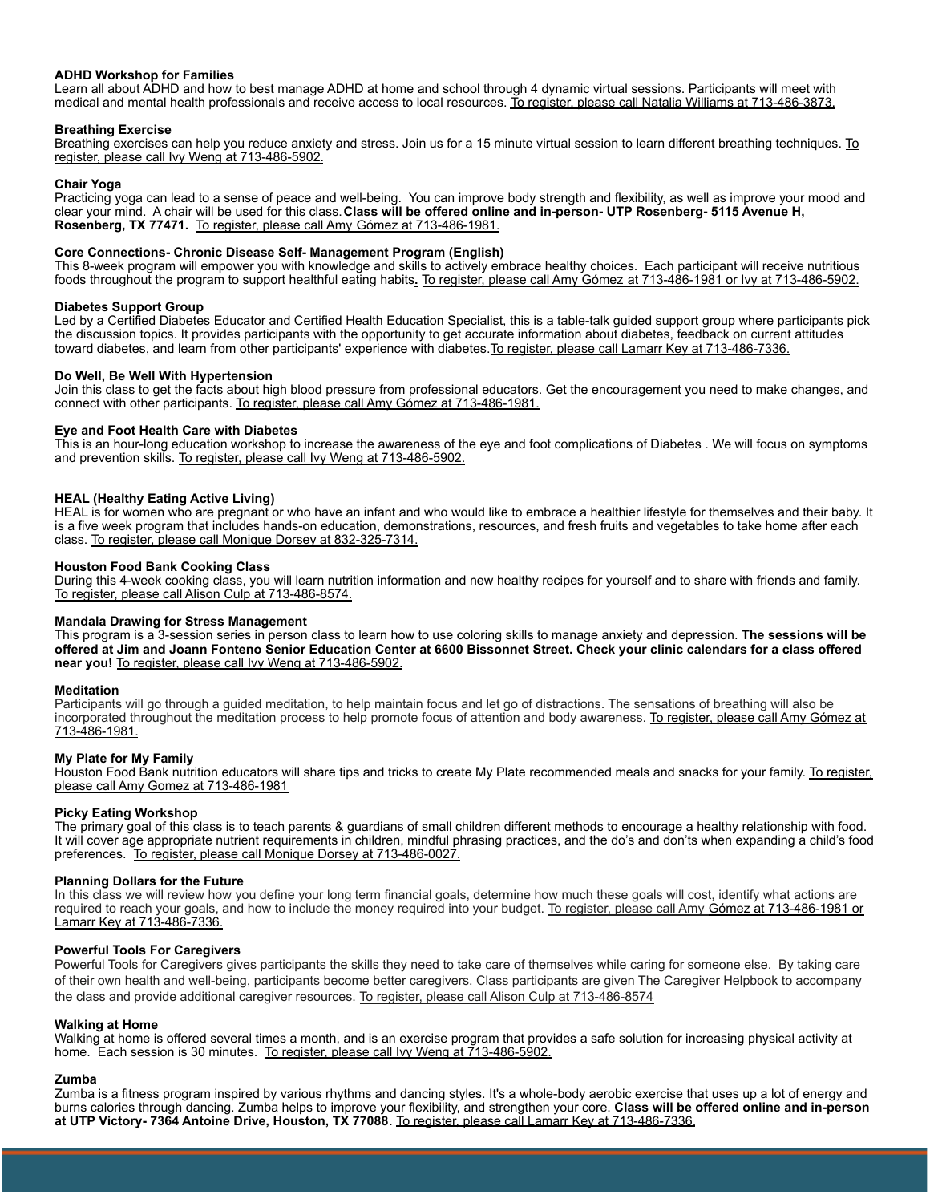**ADHD Workshop for Families**

Learn all about ADHD and how to best manage ADHD at home and school through 4 dynamic virtual sessions. Participants will meet with medical and mental health professionals and receive access to local resources. To register, please call Natalia Williams at 713-486-3873.

**Breathing Exercise**

Breathing exercises can help you reduce anxiety and stress. Join us for a 15 minute virtual session to learn different breathing techniques. To register, please call Ivy Weng at 713-486-5902.

**Chair Yoga**

Practicing yoga can lead to a sense of peace and well-being. You can improve body strength and flexibility, as well as improve your mood and clear your mind. A chair will be used for this class. **Class will be offered online and in-person- UTP Rosenberg- 5115 Avenue H, Rosenberg, TX 77471.** To register, please call Amy Gómez at 713-486-1981.

**Core Connections- Chronic Disease Self- Management Program (English)**

This 8-week program will empower you with knowledge and skills to actively embrace healthy choices. Each participant will receive nutritious foods throughout the program to support healthful eating habits. To register, please call Amy Gómez at 713-486-1981 or Ivy at 713-486-5902.

**Diabetes Support Group**

Led by a Certified Diabetes Educator and Certified Health Education Specialist, this is a table-talk guided support group where participants pick the discussion topics. It provides participants with the opportunity to get accurate information about diabetes, feedback on current attitudes toward diabetes, and learn from other participants' experience with diabetes. To register, please call Lamarr Key at 713-486-7336.

**Do Well, Be Well With Hypertension**

Join this class to get the facts about high blood pressure from professional educators. Get the encouragement you need to make changes, and connect with other participants. To register, please call Amy Gómez at 713-486-1981.

**Eye and Foot Health Care with Diabetes**

This is an hour-long education workshop to increase the awareness of the eye and foot complications of Diabetes . We will focus on symptoms and prevention skills. To register, please call Ivy Weng at 713-486-5902.

**HEAL (Healthy Eating Active Living)**

HEAL is for women who are pregnant or who have an infant and who would like to embrace a healthier lifestyle for themselves and their baby. It is a five week program that includes hands-on education, demonstrations, resources, and fresh fruits and vegetables to take home after each class. To register, please call Monique Dorsey at 832-325-7314.

**Houston Food Bank Cooking Class**

During this 4-week cooking class, you will learn nutrition information and new healthy recipes for yourself and to share with friends and family. To register, please call Alison Culp at 713-486-8574.

**Mandala Drawing for Stress Management**

This program is a 3-session series in person class to learn how to use coloring skills to manage anxiety and depression. **The sessions will be offered at Jim and Joann Fonteno Senior Education Center at 6600 Bissonnet Street. Check your clinic calendars for a class offered near you!** To register, please call Ivy Weng at 713-486-5902.

**Meditation**

Participants will go through a guided meditation, to help maintain focus and let go of distractions. The sensations of breathing will also be incorporated throughout the meditation process to help promote focus of attention and body awareness. To register, please call Amy Gómez at 713-486-1981.

**My Plate for My Family**

Houston Food Bank nutrition educators will share tips and tricks to create My Plate recommended meals and snacks for your family. To register, please call Amy Gomez at 713-486-1981

**Picky Eating Workshop**

The primary goal of this class is to teach parents & guardians of small children different methods to encourage a healthy relationship with food. It will cover age appropriate nutrient requirements in children, mindful phrasing practices, and the do's and don'ts when expanding a child's food preferences. To register, please call Monique Dorsey at 713-486-0027.

**Planning Dollars for the Future**

In this class we will review how you define your long term financial goals, determine how much these goals will cost, identify what actions are required to reach your goals, and how to include the money required into your budget. To register, please call Amy Gómez at 713-486-1981 or Lamarr Key at 713-486-7336.

**Powerful Tools For Caregivers**

Powerful Tools for Caregivers gives participants the skills they need to take care of themselves while caring for someone else. By taking care of their own health and well-being, participants become better caregivers. Class participants are given The Caregiver Helpbook to accompany the class and provide additional caregiver resources. To register, please call Alison Culp at 713-486-8574

**Walking at Home**

Walking at home is offered several times a month, and is an exercise program that provides a safe solution for increasing physical activity at home. Each session is 30 minutes. To register, please call Ivy Weng at 713-486-5902.

**Zumba**

Zumba is a fitness program inspired by various rhythms and dancing styles. It's a whole-body aerobic exercise that uses up a lot of energy and burns calories through dancing. Zumba helps to improve your flexibility, and strengthen your core. **Class will be offered online and in-person at UTP Victory- 7364 Antoine Drive, Houston, TX 77088**. To register, please call Lamarr Key at 713-486-7336.